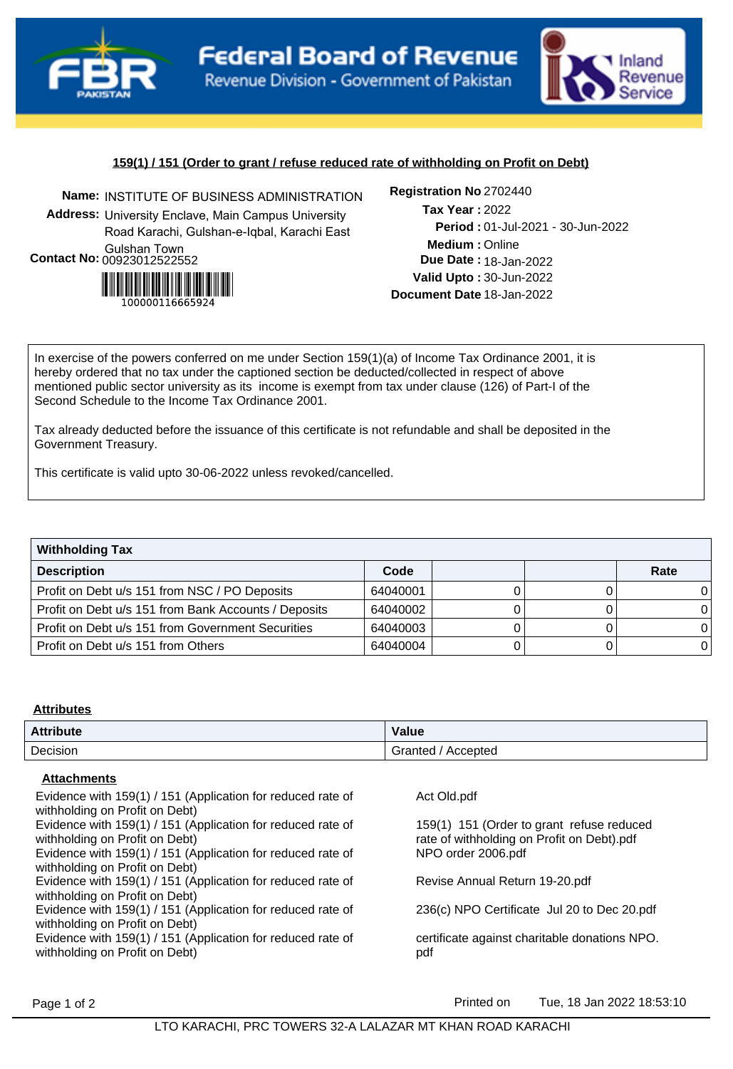**Federal Board of Revenue**
Revenue Division - Government of Pakistan

Inland Revenue Service

**159(1) / 151 (Order to grant / refuse reduced rate of withholding on Profit on Debt)**

**Name:** INSTITUTE OF BUSINESS ADMINISTRATION
**Address:** University Enclave, Main Campus University Road Karachi, Gulshan-e-Iqbal, Karachi East Gulshan Town
**Contact No:** 00923012522552

100000116665924

**Registration No** 2702440
**Tax Year :** 2022
**Period :** 01-Jul-2021 - 30-Jun-2022
**Medium :** Online
**Due Date :** 18-Jan-2022
**Valid Upto :** 30-Jun-2022
**Document Date** 18-Jan-2022

In exercise of the powers conferred on me under Section 159(1)(a) of Income Tax Ordinance 2001, it is hereby ordered that no tax under the captioned section be deducted/collected in respect of above mentioned public sector university as its income is exempt from tax under clause (126) of Part-I of the Second Schedule to the Income Tax Ordinance 2001.

Tax already deducted before the issuance of this certificate is not refundable and shall be deposited in the Government Treasury.

This certificate is valid upto 30-06-2022 unless revoked/cancelled.

**Withholding Tax**

| Description | Code | | | Rate |
|---|---|---|---|---|
| Profit on Debt u/s 151 from NSC / PO Deposits | 64040001 | 0 | 0 | 0 |
| Profit on Debt u/s 151 from Bank Accounts / Deposits | 64040002 | 0 | 0 | 0 |
| Profit on Debt u/s 151 from Government Securities | 64040003 | 0 | 0 | 0 |
| Profit on Debt u/s 151 from Others | 64040004 | 0 | 0 | 0 |

**Attributes**

| Attribute | Value |
|---|---|
| Decision | Granted / Accepted |

**Attachments**

| | |
|---|---|
| Evidence with 159(1) / 151 (Application for reduced rate of withholding on Profit on Debt) | Act Old.pdf |
| Evidence with 159(1) / 151 (Application for reduced rate of withholding on Profit on Debt) | 159(1) 151 (Order to grant refuse reduced rate of withholding on Profit on Debt).pdf |
| Evidence with 159(1) / 151 (Application for reduced rate of withholding on Profit on Debt) | NPO order 2006.pdf |
| Evidence with 159(1) / 151 (Application for reduced rate of withholding on Profit on Debt) | Revise Annual Return 19-20.pdf |
| Evidence with 159(1) / 151 (Application for reduced rate of withholding on Profit on Debt) | 236(c) NPO Certificate Jul 20 to Dec 20.pdf |
| Evidence with 159(1) / 151 (Application for reduced rate of withholding on Profit on Debt) | certificate against charitable donations NPO. pdf |

Printed on Tue, 18 Jan 2022 18:53:10

LTO KARACHI, PRC TOWERS 32-A LALAZAR MT KHAN ROAD KARACHI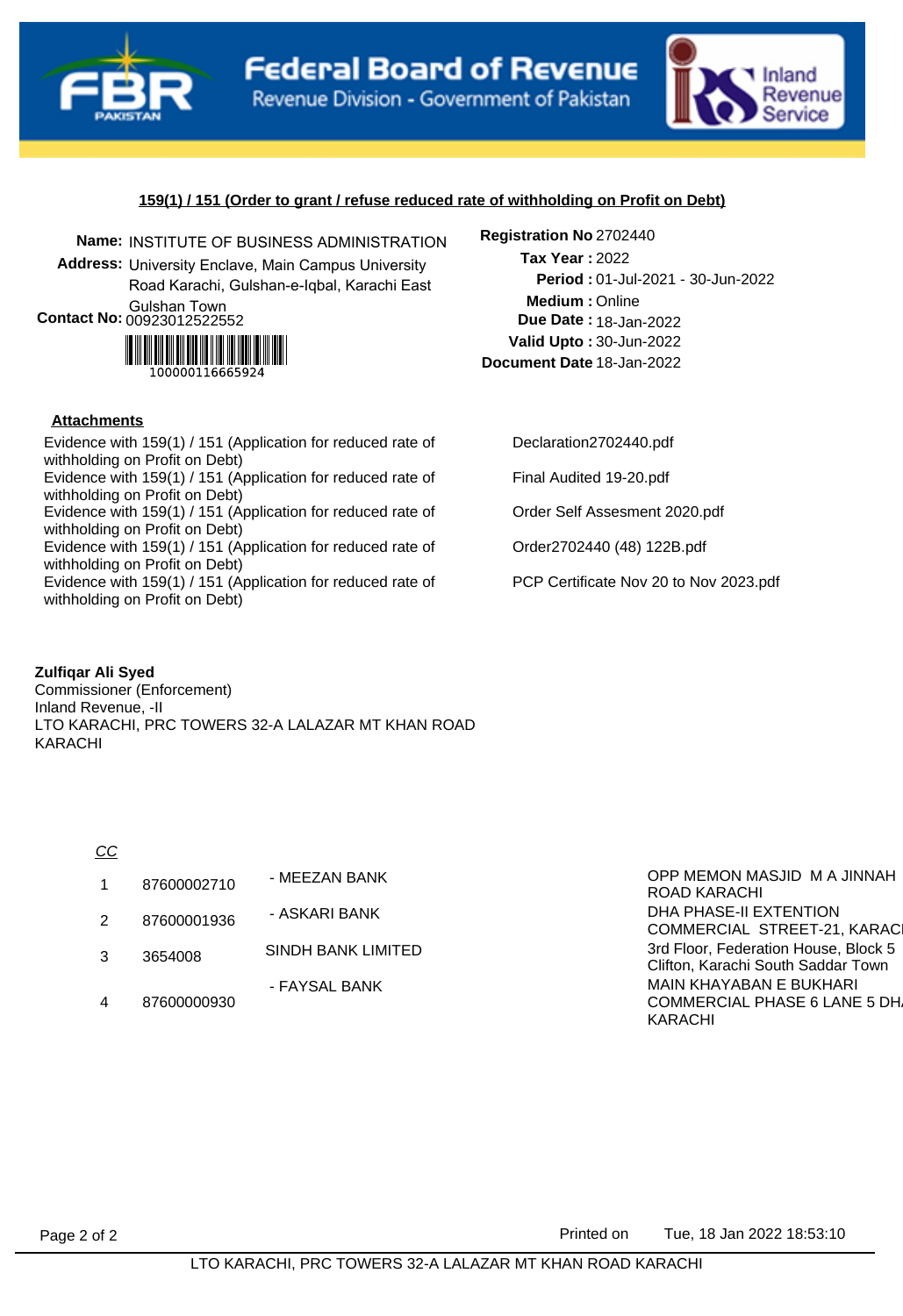Federal Board of Revenue
Revenue Division - Government of Pakistan

Inland Revenue Service

## 159(1) / 151 (Order to grant / refuse reduced rate of withholding on Profit on Debt)

**Name:** INSTITUTE OF BUSINESS ADMINISTRATION
**Address:** University Enclave, Main Campus University Road Karachi, Gulshan-e-Iqbal, Karachi East Gulshan Town
**Contact No:** 00923012522552

100000116665924

**Registration No** 2702440
**Tax Year :** 2022
**Period :** 01-Jul-2021 - 30-Jun-2022
**Medium :** Online
**Due Date :** 18-Jan-2022
**Valid Upto :** 30-Jun-2022
**Document Date** 18-Jan-2022

**Attachments**

| | |
|---|---|
| Evidence with 159(1) / 151 (Application for reduced rate of withholding on Profit on Debt) | Declaration2702440.pdf |
| Evidence with 159(1) / 151 (Application for reduced rate of withholding on Profit on Debt) | Final Audited 19-20.pdf |
| Evidence with 159(1) / 151 (Application for reduced rate of withholding on Profit on Debt) | Order Self Assesment 2020.pdf |
| Evidence with 159(1) / 151 (Application for reduced rate of withholding on Profit on Debt) | Order2702440 (48) 122B.pdf |
| Evidence with 159(1) / 151 (Application for reduced rate of withholding on Profit on Debt) | PCP Certificate Nov 20 to Nov 2023.pdf |

**Zulfiqar Ali Syed**
Commissioner (Enforcement)
Inland Revenue, -II
LTO KARACHI, PRC TOWERS 32-A LALAZAR MT KHAN ROAD KARACHI

*CC*

| | | | |
|---|---|---|---|
| 1 | 87600002710 | - MEEZAN BANK | OPP MEMON MASJID M A JINNAH ROAD KARACHI |
| 2 | 87600001936 | - ASKARI BANK | DHA PHASE-II EXTENTION COMMERCIAL STREET-21, KARAC |
| 3 | 3654008 | SINDH BANK LIMITED | 3rd Floor, Federation House, Block 5 Clifton, Karachi South Saddar Town |
| 4 | 87600000930 | - FAYSAL BANK | MAIN KHAYABAN E BUKHARI COMMERCIAL PHASE 6 LANE 5 DH KARACHI |

Printed on Tue, 18 Jan 2022 18:53:10